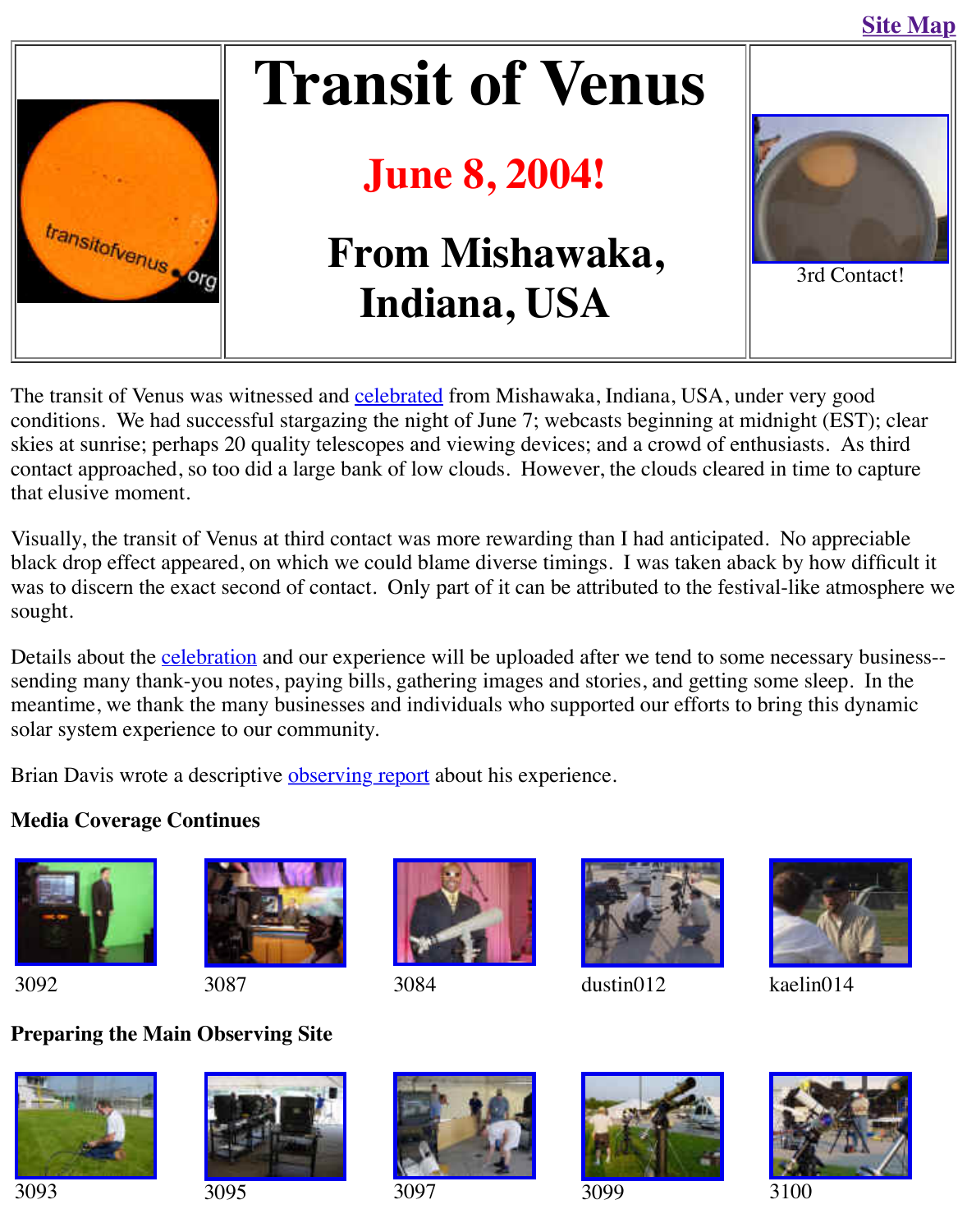Site Map

# Transit of Venus

## June 8, 2004!

## From Mishawaka, Indiana, USA

3rd Contact!

The transit of Venus was witnessed and celebrated from Mishawaka, Indiana, USA, under very good conditions. We had successful stargazing the night of June 7; webcasts beginning at midnight (EST); clear skies at sunrise; perhaps 20 quality telescopes and viewing devices; and a crowd of enthusiasts. As third contact approached, so too did a large bank of low clouds. However, the clouds cleared in time to capture that elusive moment.

Visually, the transit of Venus at third contact was more rewarding than I had anticipated. No appreciable black drop effect appeared, on which we could blame diverse timings. I was taken aback by how difficult it was to discern the exact second of contact. Only part of it can be attributed to the festival-like atmosphere we sought.

Details about the celebration and our experience will be uploaded after we tend to some necessary business--sending many thank-you notes, paying bills, gathering images and stories, and getting some sleep. In the meantime, we thank the many businesses and individuals who supported our efforts to bring this dynamic solar system experience to our community.

Brian Davis wrote a descriptive observing report about his experience.

**Media Coverage Continues**

3092 3087 3084 dustin012 kaelin014

**Preparing the Main Observing Site**

3093 3095 3097 3099 3100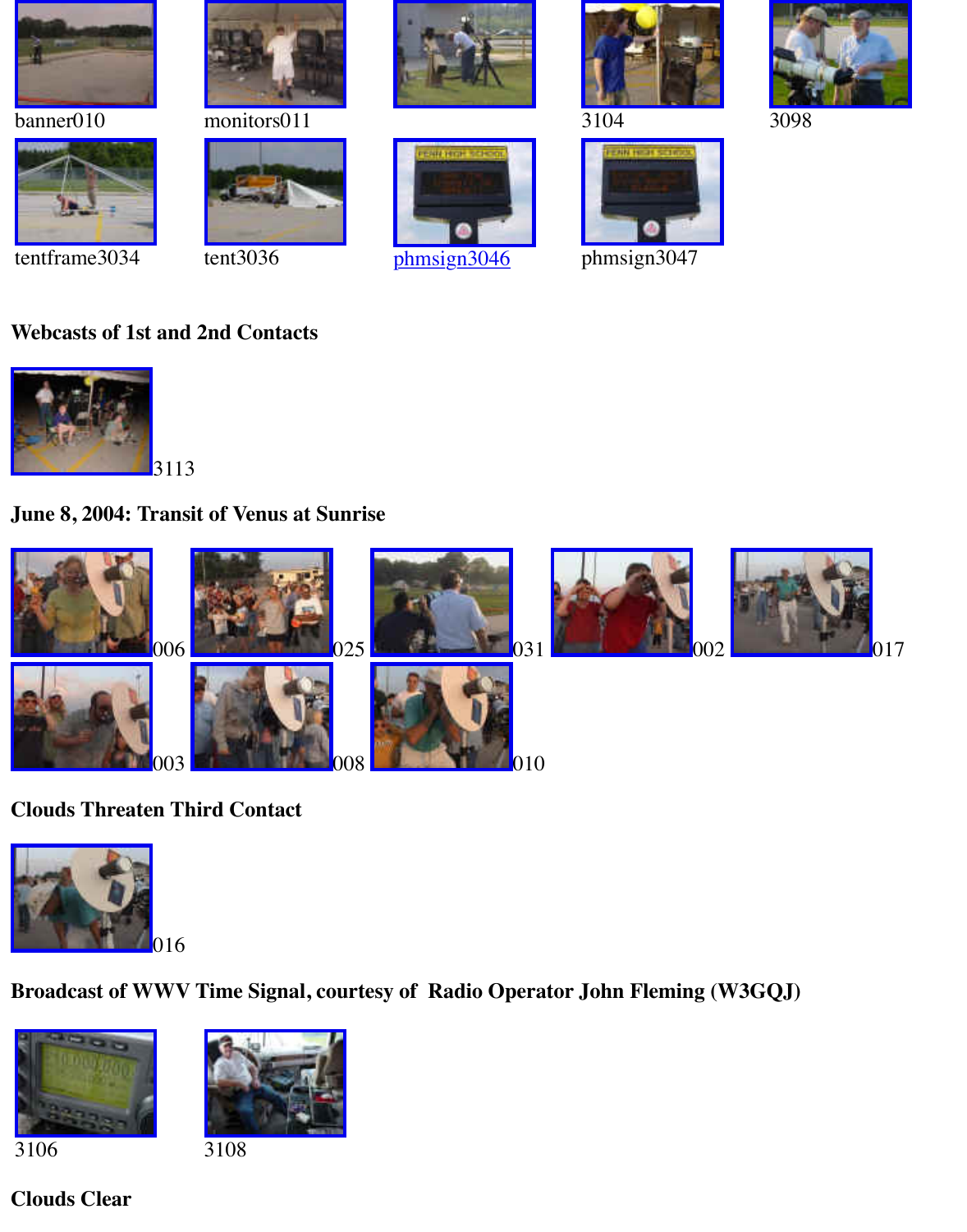banner010 monitors011 3104 3098

tentframe3034 tent3036 phmsign3046 phmsign3047

**Webcasts of 1st and 2nd Contacts**

3113

**June 8, 2004: Transit of Venus at Sunrise**

006 025 031 002 017

003 008 010

**Clouds Threaten Third Contact**

016

**Broadcast of WWV Time Signal, courtesy of Radio Operator John Fleming (W3GQJ)**

3106 3108

**Clouds Clear**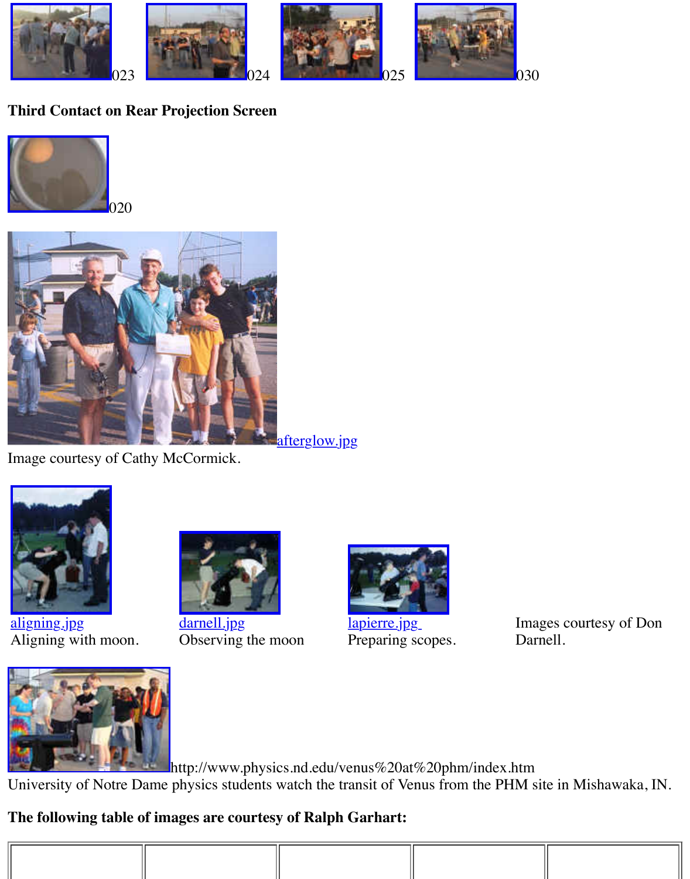023 024 025 030

**Third Contact on Rear Projection Screen**

020

afterglow.jpg

Image courtesy of Cathy McCormick.

| aligning.jpg<br>Aligning with moon. | darnell.jpg<br>Observing the moon | lapierre.jpg<br>Preparing scopes. | Images courtesy of Don Darnell. |
|---|---|---|---|

http://www.physics.nd.edu/venus%20at%20phm/index.htm

University of Notre Dame physics students watch the transit of Venus from the PHM site in Mishawaka, IN.

**The following table of images are courtesy of Ralph Garhart:**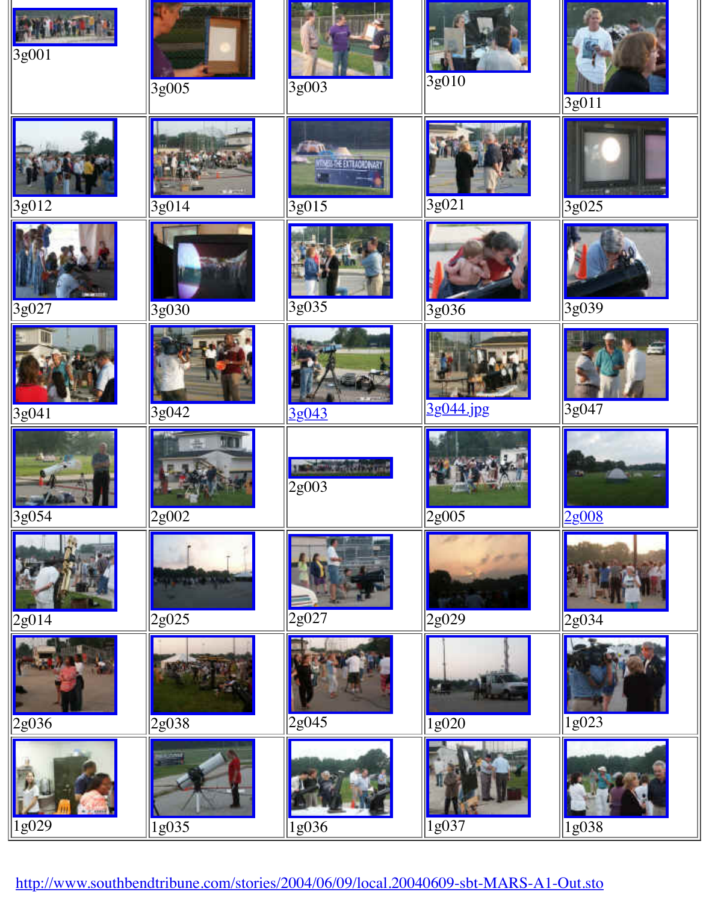| | | | | |
|---|---|---|---|---|
| 3g001 | 3g005 | 3g003 | 3g010 | 3g011 |
| 3g012 | 3g014 | 3g015 | 3g021 | 3g025 |
| 3g027 | 3g030 | 3g035 | 3g036 | 3g039 |
| 3g041 | 3g042 | 3g043 | 3g044.jpg | 3g047 |
| 3g054 | 2g002 | 2g003 | 2g005 | 2g008 |
| 2g014 | 2g025 | 2g027 | 2g029 | 2g034 |
| 2g036 | 2g038 | 2g045 | 1g020 | 1g023 |
| 1g029 | 1g035 | 1g036 | 1g037 | 1g038 |

http://www.southbendtribune.com/stories/2004/06/09/local.20040609-sbt-MARS-A1-Out.sto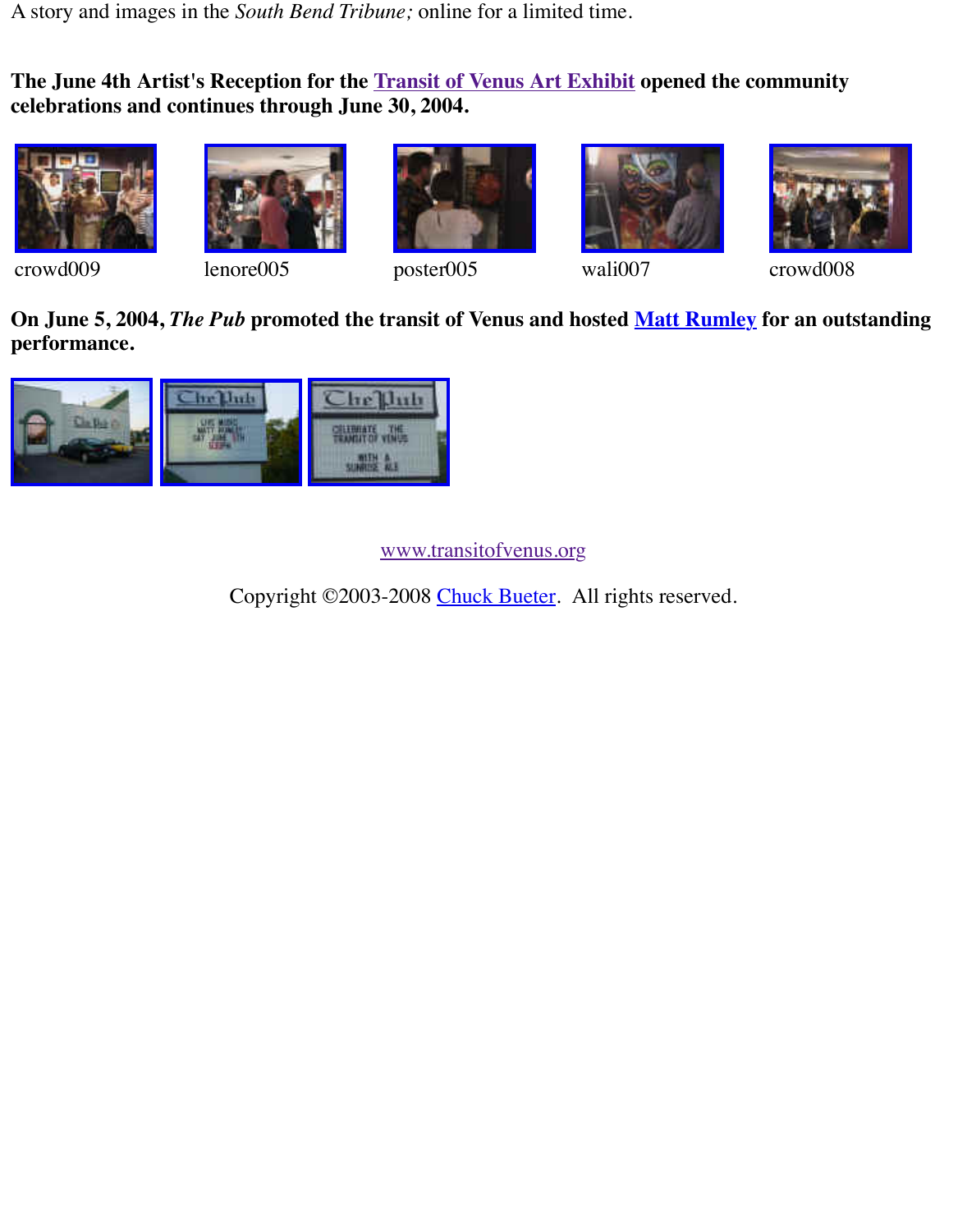A story and images in the *South Bend Tribune;* online for a limited time.

**The June 4th Artist's Reception for the Transit of Venus Art Exhibit opened the community celebrations and continues through June 30, 2004.**

crowd009 lenore005 poster005 wali007 crowd008

**On June 5, 2004, *The Pub* promoted the transit of Venus and hosted Matt Rumley for an outstanding performance.**

www.transitofvenus.org

Copyright ©2003-2008 Chuck Bueter. All rights reserved.